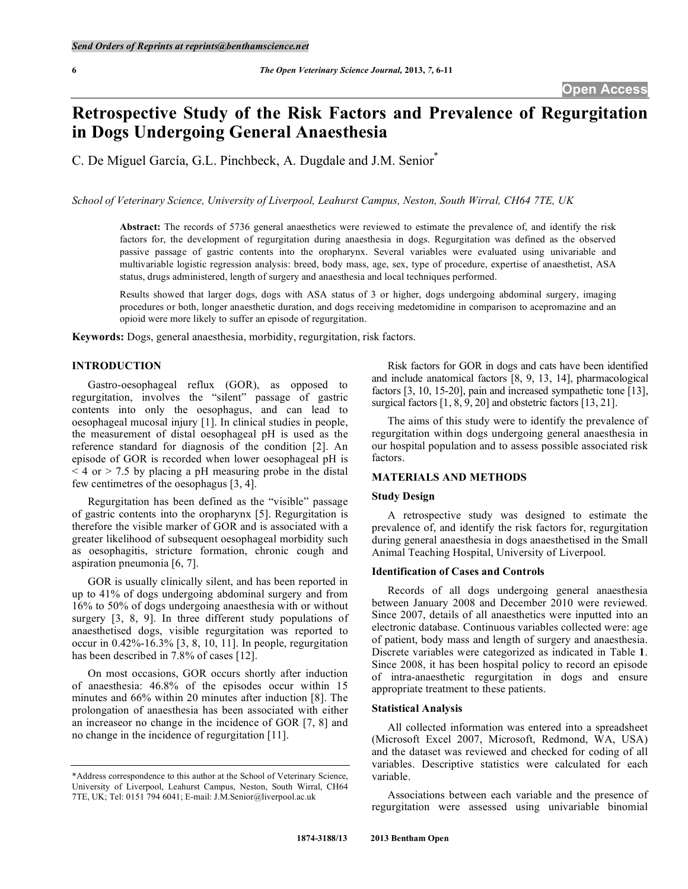# Retrospective Study of the Risk Factors and Prevalence of Regurgitation in Dogs Undergoing General Anaesthesia

C. De Miguel García, G.L. Pinchbeck, A. Dugdale and J.M. Senior*

*School of Veterinary Science, University of Liverpool, Leahurst Campus, Neston, South Wirral, CH64 7TE, UK*

**Abstract:** The records of 5736 general anaesthetics were reviewed to estimate the prevalence of, and identify the risk factors for, the development of regurgitation during anaesthesia in dogs. Regurgitation was defined as the observed passive passage of gastric contents into the oropharynx. Several variables were evaluated using univariable and multivariable logistic regression analysis: breed, body mass, age, sex, type of procedure, expertise of anaesthetist, ASA status, drugs administered, length of surgery and anaesthesia and local techniques performed.

Results showed that larger dogs, dogs with ASA status of 3 or higher, dogs undergoing abdominal surgery, imaging procedures or both, longer anaesthetic duration, and dogs receiving medetomidine in comparison to acepromazine and an opioid were more likely to suffer an episode of regurgitation.

**Keywords:** Dogs, general anaesthesia, morbidity, regurgitation, risk factors.

## INTRODUCTION

Gastro-oesophageal reflux (GOR), as opposed to regurgitation, involves the "silent" passage of gastric contents into only the oesophagus, and can lead to oesophageal mucosal injury [1]. In clinical studies in people, the measurement of distal oesophageal pH is used as the reference standard for diagnosis of the condition [2]. An episode of GOR is recorded when lower oesophageal pH is $< 4$ or $> 7.5$ by placing a pH measuring probe in the distal few centimetres of the oesophagus [3, 4].

Regurgitation has been defined as the "visible" passage of gastric contents into the oropharynx [5]. Regurgitation is therefore the visible marker of GOR and is associated with a greater likelihood of subsequent oesophageal morbidity such as oesophagitis, stricture formation, chronic cough and aspiration pneumonia [6, 7].

GOR is usually clinically silent, and has been reported in up to 41% of dogs undergoing abdominal surgery and from 16% to 50% of dogs undergoing anaesthesia with or without surgery [3, 8, 9]. In three different study populations of anaesthetised dogs, visible regurgitation was reported to occur in 0.42%-16.3% [3, 8, 10, 11]. In people, regurgitation has been described in 7.8% of cases [12].

On most occasions, GOR occurs shortly after induction of anaesthesia: 46.8% of the episodes occur within 15 minutes and 66% within 20 minutes after induction [8]. The prolongation of anaesthesia has been associated with either an increaseor no change in the incidence of GOR [7, 8] and no change in the incidence of regurgitation [11].

Risk factors for GOR in dogs and cats have been identified and include anatomical factors [8, 9, 13, 14], pharmacological factors [3, 10, 15-20], pain and increased sympathetic tone [13], surgical factors [1, 8, 9, 20] and obstetric factors [13, 21].

The aims of this study were to identify the prevalence of regurgitation within dogs undergoing general anaesthesia in our hospital population and to assess possible associated risk factors.

## MATERIALS AND METHODS

### Study Design

A retrospective study was designed to estimate the prevalence of, and identify the risk factors for, regurgitation during general anaesthesia in dogs anaesthetised in the Small Animal Teaching Hospital, University of Liverpool.

### Identification of Cases and Controls

Records of all dogs undergoing general anaesthesia between January 2008 and December 2010 were reviewed. Since 2007, details of all anaesthetics were inputted into an electronic database. Continuous variables collected were: age of patient, body mass and length of surgery and anaesthesia. Discrete variables were categorized as indicated in Table **1**. Since 2008, it has been hospital policy to record an episode of intra-anaesthetic regurgitation in dogs and ensure appropriate treatment to these patients.

### Statistical Analysis

All collected information was entered into a spreadsheet (Microsoft Excel 2007, Microsoft, Redmond, WA, USA) and the dataset was reviewed and checked for coding of all variables. Descriptive statistics were calculated for each variable.

Associations between each variable and the presence of regurgitation were assessed using univariable binomial

*Address correspondence to this author at the School of Veterinary Science, University of Liverpool, Leahurst Campus, Neston, South Wirral, CH64 7TE, UK; Tel: 0151 794 6041; E-mail: J.M.Senior@liverpool.ac.uk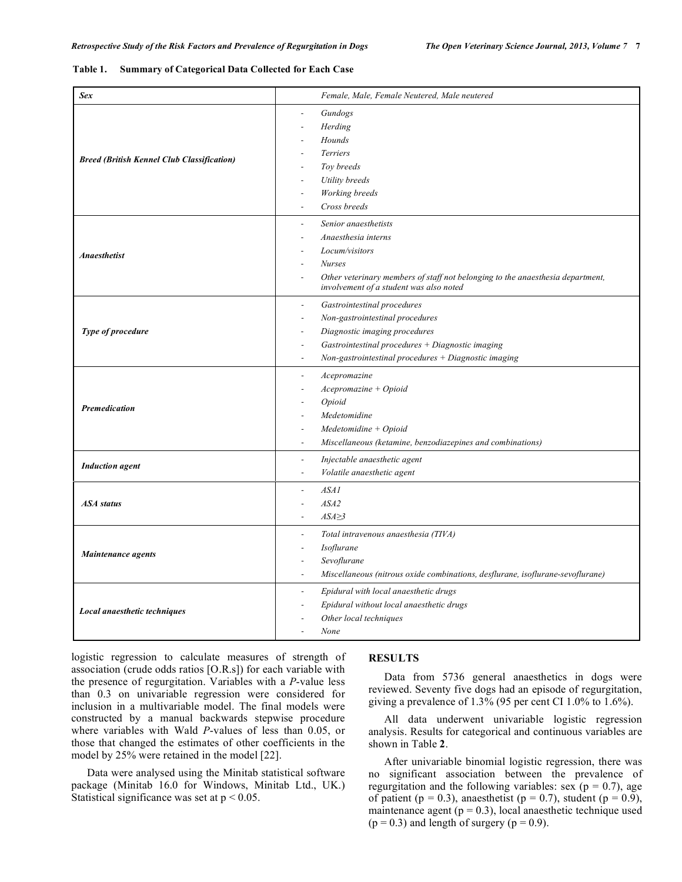**Table 1. Summary of Categorical Data Collected for Each Case**

| | |
|---|---|
| ***Sex*** | *Female, Male, Female Neutered, Male neutered* |
| ***Breed (British Kennel Club Classification)*** | - *Gundogs*<br>- *Herding*<br>- *Hounds*<br>- *Terriers*<br>- *Toy breeds*<br>- *Utility breeds*<br>- *Working breeds*<br>- *Cross breeds* |
| ***Anaesthetist*** | - *Senior anaesthetists*<br>- *Anaesthesia interns*<br>- *Locum/visitors*<br>- *Nurses*<br>- *Other veterinary members of staff not belonging to the anaesthesia department, involvement of a student was also noted* |
| ***Type of procedure*** | - *Gastrointestinal procedures*<br>- *Non-gastrointestinal procedures*<br>- *Diagnostic imaging procedures*<br>- *Gastrointestinal procedures + Diagnostic imaging*<br>- *Non-gastrointestinal procedures + Diagnostic imaging* |
| ***Premedication*** | - *Acepromazine*<br>- *Acepromazine + Opioid*<br>- *Opioid*<br>- *Medetomidine*<br>- *Medetomidine + Opioid*<br>- *Miscellaneous (ketamine, benzodiazepines and combinations)* |
| ***Induction agent*** | - *Injectable anaesthetic agent*<br>- *Volatile anaesthetic agent* |
| ***ASA status*** | - *ASA1*<br>- *ASA2*<br>- *ASA≥3* |
| ***Maintenance agents*** | - *Total intravenous anaesthesia (TIVA)*<br>- *Isoflurane*<br>- *Sevoflurane*<br>- *Miscellaneous (nitrous oxide combinations, desflurane, isoflurane-sevoflurane)* |
| ***Local anaesthetic techniques*** | - *Epidural with local anaesthetic drugs*<br>- *Epidural without local anaesthetic drugs*<br>- *Other local techniques*<br>- *None* |

logistic regression to calculate measures of strength of association (crude odds ratios [O.R.s]) for each variable with the presence of regurgitation. Variables with a *P*-value less than 0.3 on univariable regression were considered for inclusion in a multivariable model. The final models were constructed by a manual backwards stepwise procedure where variables with Wald *P*-values of less than 0.05, or those that changed the estimates of other coefficients in the model by 25% were retained in the model [22].

Data were analysed using the Minitab statistical software package (Minitab 16.0 for Windows, Minitab Ltd., UK.) Statistical significance was set at $p < 0.05$.

## RESULTS

Data from 5736 general anaesthetics in dogs were reviewed. Seventy five dogs had an episode of regurgitation, giving a prevalence of 1.3% (95 per cent CI 1.0% to 1.6%).

All data underwent univariable logistic regression analysis. Results for categorical and continuous variables are shown in Table **2**.

After univariable binomial logistic regression, there was no significant association between the prevalence of regurgitation and the following variables: sex ($p = 0.7$), age of patient ($p = 0.3$), anaesthetist ($p = 0.7$), student ($p = 0.9$), maintenance agent ($p = 0.3$), local anaesthetic technique used ($p = 0.3$) and length of surgery ($p = 0.9$).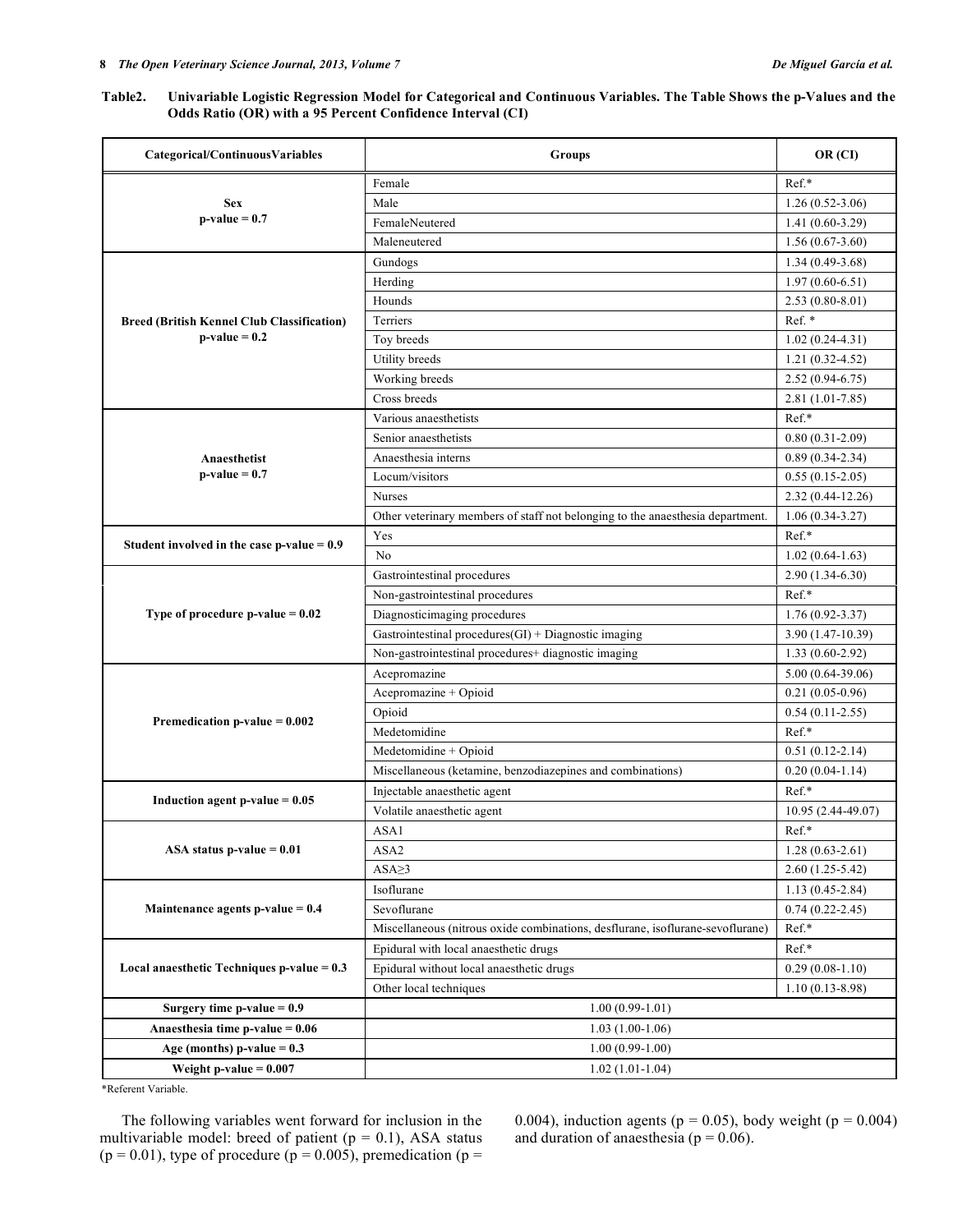**Table2. Univariable Logistic Regression Model for Categorical and Continuous Variables. The Table Shows the p-Values and the Odds Ratio (OR) with a 95 Percent Confidence Interval (CI)**

| Categorical/ContinuousVariables | Groups | OR (CI) |
|---|---|---|
| **Sex p-value = 0.7** | Female | Ref.* |
| | Male | 1.26 (0.52-3.06) |
| | FemaleNeutered | 1.41 (0.60-3.29) |
| | Maleneutered | 1.56 (0.67-3.60) |
| **Breed (British Kennel Club Classification) p-value = 0.2** | Gundogs | 1.34 (0.49-3.68) |
| | Herding | 1.97 (0.60-6.51) |
| | Hounds | 2.53 (0.80-8.01) |
| | Terriers | Ref. * |
| | Toy breeds | 1.02 (0.24-4.31) |
| | Utility breeds | 1.21 (0.32-4.52) |
| | Working breeds | 2.52 (0.94-6.75) |
| | Cross breeds | 2.81 (1.01-7.85) |
| **Anaesthetist p-value = 0.7** | Various anaesthetists | Ref.* |
| | Senior anaesthetists | 0.80 (0.31-2.09) |
| | Anaesthesia interns | 0.89 (0.34-2.34) |
| | Locum/visitors | 0.55 (0.15-2.05) |
| | Nurses | 2.32 (0.44-12.26) |
| | Other veterinary members of staff not belonging to the anaesthesia department. | 1.06 (0.34-3.27) |
| **Student involved in the case p-value = 0.9** | Yes | Ref.* |
| | No | 1.02 (0.64-1.63) |
| **Type of procedure p-value = 0.02** | Gastrointestinal procedures | 2.90 (1.34-6.30) |
| | Non-gastrointestinal procedures | Ref.* |
| | Diagnosticimaging procedures | 1.76 (0.92-3.37) |
| | Gastrointestinal procedures(GI) + Diagnostic imaging | 3.90 (1.47-10.39) |
| | Non-gastrointestinal procedures+ diagnostic imaging | 1.33 (0.60-2.92) |
| **Premedication p-value = 0.002** | Acepromazine | 5.00 (0.64-39.06) |
| | Acepromazine + Opioid | 0.21 (0.05-0.96) |
| | Opioid | 0.54 (0.11-2.55) |
| | Medetomidine | Ref.* |
| | Medetomidine + Opioid | 0.51 (0.12-2.14) |
| | Miscellaneous (ketamine, benzodiazepines and combinations) | 0.20 (0.04-1.14) |
| **Induction agent p-value = 0.05** | Injectable anaesthetic agent | Ref.* |
| | Volatile anaesthetic agent | 10.95 (2.44-49.07) |
| **ASA status p-value = 0.01** | ASA1 | Ref.* |
| | ASA2 | 1.28 (0.63-2.61) |
| | ASA≥3 | 2.60 (1.25-5.42) |
| **Maintenance agents p-value = 0.4** | Isoflurane | 1.13 (0.45-2.84) |
| | Sevoflurane | 0.74 (0.22-2.45) |
| | Miscellaneous (nitrous oxide combinations, desflurane, isoflurane-sevoflurane) | Ref.* |
| **Local anaesthetic Techniques p-value = 0.3** | Epidural with local anaesthetic drugs | Ref.* |
| | Epidural without local anaesthetic drugs | 0.29 (0.08-1.10) |
| | Other local techniques | 1.10 (0.13-8.98) |
| **Surgery time p-value = 0.9** | 1.00 (0.99-1.01) | |
| **Anaesthesia time p-value = 0.06** | 1.03 (1.00-1.06) | |
| **Age (months) p-value = 0.3** | 1.00 (0.99-1.00) | |
| **Weight p-value = 0.007** | 1.02 (1.01-1.04) | |

*Referent Variable.

The following variables went forward for inclusion in the multivariable model: breed of patient ($p = 0.1$), ASA status ($p = 0.01$), type of procedure ($p = 0.005$), premedication ($p = 0.004$), induction agents ($p = 0.05$), body weight ($p = 0.004$) and duration of anaesthesia ($p = 0.06$).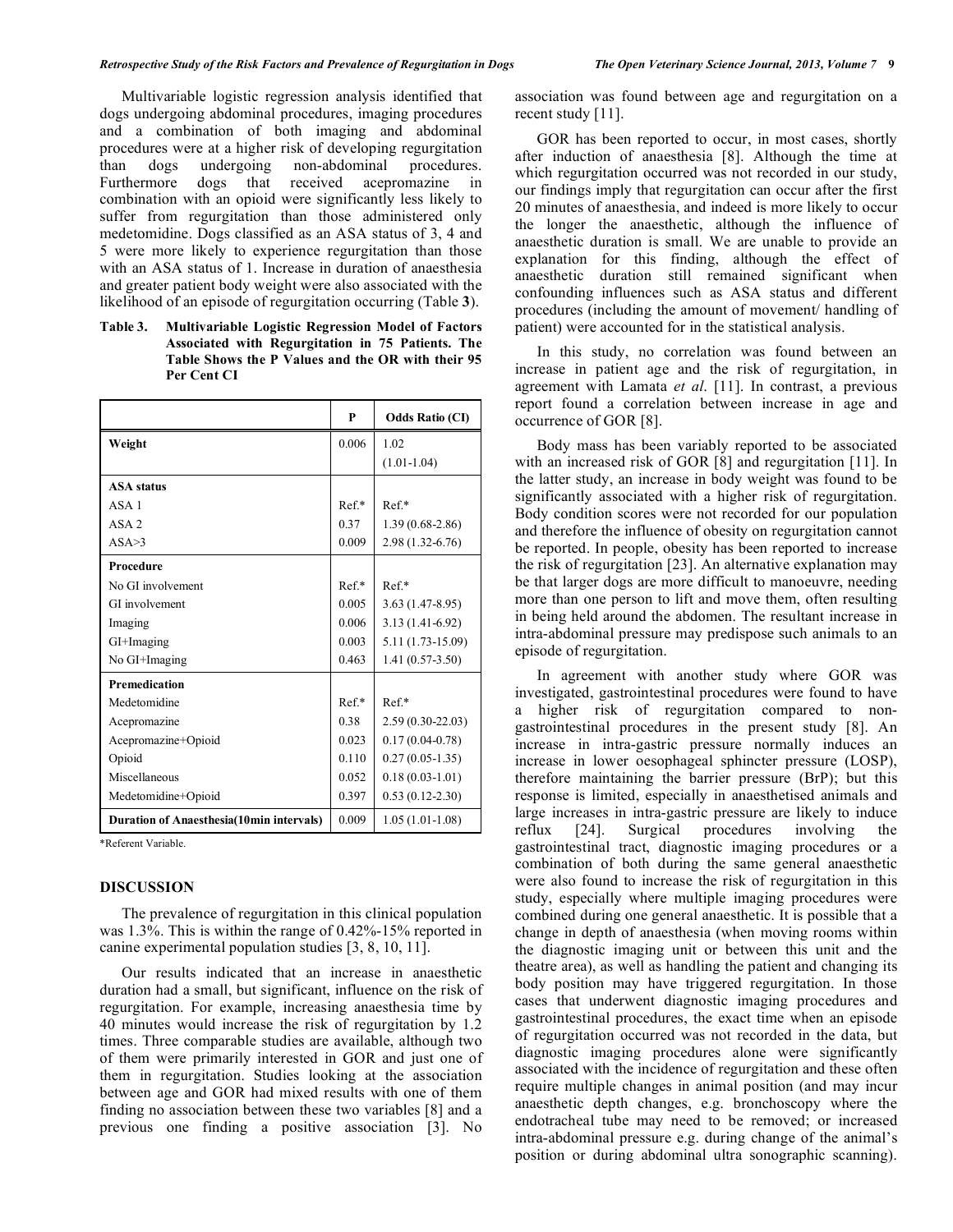Multivariable logistic regression analysis identified that dogs undergoing abdominal procedures, imaging procedures and a combination of both imaging and abdominal procedures were at a higher risk of developing regurgitation than dogs undergoing non-abdominal procedures. Furthermore dogs that received acepromazine in combination with an opioid were significantly less likely to suffer from regurgitation than those administered only medetomidine. Dogs classified as an ASA status of 3, 4 and 5 were more likely to experience regurgitation than those with an ASA status of 1. Increase in duration of anaesthesia and greater patient body weight were also associated with the likelihood of an episode of regurgitation occurring (Table **3**).

**Table 3. Multivariable Logistic Regression Model of Factors Associated with Regurgitation in 75 Patients. The Table Shows the P Values and the OR with their 95 Per Cent CI**

| | P | Odds Ratio (CI) |
|---|---|---|
| **Weight** | 0.006 | 1.02 (1.01-1.04) |
| **ASA status** | | |
| ASA 1 | Ref.* | Ref.* |
| ASA 2 | 0.37 | 1.39 (0.68-2.86) |
| ASA>3 | 0.009 | 2.98 (1.32-6.76) |
| **Procedure** | | |
| No GI involvement | Ref.* | Ref.* |
| GI involvement | 0.005 | 3.63 (1.47-8.95) |
| Imaging | 0.006 | 3.13 (1.41-6.92) |
| GI+Imaging | 0.003 | 5.11 (1.73-15.09) |
| No GI+Imaging | 0.463 | 1.41 (0.57-3.50) |
| **Premedication** | | |
| Medetomidine | Ref.* | Ref.* |
| Acepromazine | 0.38 | 2.59 (0.30-22.03) |
| Acepromazine+Opioid | 0.023 | 0.17 (0.04-0.78) |
| Opioid | 0.110 | 0.27 (0.05-1.35) |
| Miscellaneous | 0.052 | 0.18 (0.03-1.01) |
| Medetomidine+Opioid | 0.397 | 0.53 (0.12-2.30) |
| **Duration of Anaesthesia(10min intervals)** | 0.009 | 1.05 (1.01-1.08) |

*Referent Variable.

## DISCUSSION

The prevalence of regurgitation in this clinical population was 1.3%. This is within the range of 0.42%-15% reported in canine experimental population studies [3, 8, 10, 11].

Our results indicated that an increase in anaesthetic duration had a small, but significant, influence on the risk of regurgitation. For example, increasing anaesthesia time by 40 minutes would increase the risk of regurgitation by 1.2 times. Three comparable studies are available, although two of them were primarily interested in GOR and just one of them in regurgitation. Studies looking at the association between age and GOR had mixed results with one of them finding no association between these two variables [8] and a previous one finding a positive association [3]. No association was found between age and regurgitation on a recent study [11].

GOR has been reported to occur, in most cases, shortly after induction of anaesthesia [8]. Although the time at which regurgitation occurred was not recorded in our study, our findings imply that regurgitation can occur after the first 20 minutes of anaesthesia, and indeed is more likely to occur the longer the anaesthetic, although the influence of anaesthetic duration is small. We are unable to provide an explanation for this finding, although the effect of anaesthetic duration still remained significant when confounding influences such as ASA status and different procedures (including the amount of movement/ handling of patient) were accounted for in the statistical analysis.

In this study, no correlation was found between an increase in patient age and the risk of regurgitation, in agreement with Lamata *et al*. [11]. In contrast, a previous report found a correlation between increase in age and occurrence of GOR [8].

Body mass has been variably reported to be associated with an increased risk of GOR [8] and regurgitation [11]. In the latter study, an increase in body weight was found to be significantly associated with a higher risk of regurgitation. Body condition scores were not recorded for our population and therefore the influence of obesity on regurgitation cannot be reported. In people, obesity has been reported to increase the risk of regurgitation [23]. An alternative explanation may be that larger dogs are more difficult to manoeuvre, needing more than one person to lift and move them, often resulting in being held around the abdomen. The resultant increase in intra-abdominal pressure may predispose such animals to an episode of regurgitation.

In agreement with another study where GOR was investigated, gastrointestinal procedures were found to have a higher risk of regurgitation compared to non-gastrointestinal procedures in the present study [8]. An increase in intra-gastric pressure normally induces an increase in lower oesophageal sphincter pressure (LOSP), therefore maintaining the barrier pressure (BrP); but this response is limited, especially in anaesthetised animals and large increases in intra-gastric pressure are likely to induce reflux [24]. Surgical procedures involving the gastrointestinal tract, diagnostic imaging procedures or a combination of both during the same general anaesthetic were also found to increase the risk of regurgitation in this study, especially where multiple imaging procedures were combined during one general anaesthetic. It is possible that a change in depth of anaesthesia (when moving rooms within the diagnostic imaging unit or between this unit and the theatre area), as well as handling the patient and changing its body position may have triggered regurgitation. In those cases that underwent diagnostic imaging procedures and gastrointestinal procedures, the exact time when an episode of regurgitation occurred was not recorded in the data, but diagnostic imaging procedures alone were significantly associated with the incidence of regurgitation and these often require multiple changes in animal position (and may incur anaesthetic depth changes, e.g. bronchoscopy where the endotracheal tube may need to be removed; or increased intra-abdominal pressure e.g. during change of the animal's position or during abdominal ultra sonographic scanning).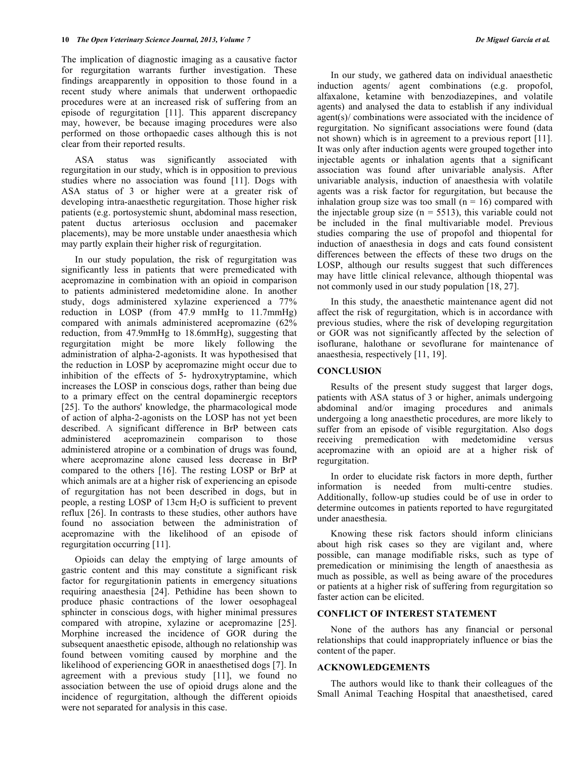The implication of diagnostic imaging as a causative factor for regurgitation warrants further investigation. These findings areapparently in opposition to those found in a recent study where animals that underwent orthopaedic procedures were at an increased risk of suffering from an episode of regurgitation [11]. This apparent discrepancy may, however, be because imaging procedures were also performed on those orthopaedic cases although this is not clear from their reported results.

ASA status was significantly associated with regurgitation in our study, which is in opposition to previous studies where no association was found [11]. Dogs with ASA status of 3 or higher were at a greater risk of developing intra-anaesthetic regurgitation. Those higher risk patients (e.g. portosystemic shunt, abdominal mass resection, patent ductus arteriosus occlusion and pacemaker placements), may be more unstable under anaesthesia which may partly explain their higher risk of regurgitation.

In our study population, the risk of regurgitation was significantly less in patients that were premedicated with acepromazine in combination with an opioid in comparison to patients administered medetomidine alone. In another study, dogs administered xylazine experienced a 77% reduction in LOSP (from 47.9 mmHg to 11.7mmHg) compared with animals administered acepromazine (62% reduction, from 47.9mmHg to 18.6mmHg), suggesting that regurgitation might be more likely following the administration of alpha-2-agonists. It was hypothesised that the reduction in LOSP by acepromazine might occur due to inhibition of the effects of 5- hydroxytryptamine, which increases the LOSP in conscious dogs, rather than being due to a primary effect on the central dopaminergic receptors [25]. To the authors' knowledge, the pharmacological mode of action of alpha-2-agonists on the LOSP has not yet been described. A significant difference in BrP between cats administered acepromazinein comparison to those administered atropine or a combination of drugs was found, where acepromazine alone caused less decrease in BrP compared to the others [16]. The resting LOSP or BrP at which animals are at a higher risk of experiencing an episode of regurgitation has not been described in dogs, but in people, a resting LOSP of 13cm $H_2O$ is sufficient to prevent reflux [26]. In contrasts to these studies, other authors have found no association between the administration of acepromazine with the likelihood of an episode of regurgitation occurring [11].

Opioids can delay the emptying of large amounts of gastric content and this may constitute a significant risk factor for regurgitationin patients in emergency situations requiring anaesthesia [24]. Pethidine has been shown to produce phasic contractions of the lower oesophageal sphincter in conscious dogs, with higher minimal pressures compared with atropine, xylazine or acepromazine [25]. Morphine increased the incidence of GOR during the subsequent anaesthetic episode, although no relationship was found between vomiting caused by morphine and the likelihood of experiencing GOR in anaesthetised dogs [7]. In agreement with a previous study [11], we found no association between the use of opioid drugs alone and the incidence of regurgitation, although the different opioids were not separated for analysis in this case.

In our study, we gathered data on individual anaesthetic induction agents/ agent combinations (e.g. propofol, alfaxalone, ketamine with benzodiazepines, and volatile agents) and analysed the data to establish if any individual agent(s)/ combinations were associated with the incidence of regurgitation. No significant associations were found (data not shown) which is in agreement to a previous report [11]. It was only after induction agents were grouped together into injectable agents or inhalation agents that a significant association was found after univariable analysis. After univariable analysis, induction of anaesthesia with volatile agents was a risk factor for regurgitation, but because the inhalation group size was too small (n = 16) compared with the injectable group size (n = 5513), this variable could not be included in the final multivariable model. Previous studies comparing the use of propofol and thiopental for induction of anaesthesia in dogs and cats found consistent differences between the effects of these two drugs on the LOSP, although our results suggest that such differences may have little clinical relevance, although thiopental was not commonly used in our study population [18, 27].

In this study, the anaesthetic maintenance agent did not affect the risk of regurgitation, which is in accordance with previous studies, where the risk of developing regurgitation or GOR was not significantly affected by the selection of isoflurane, halothane or sevoflurane for maintenance of anaesthesia, respectively [11, 19].

## CONCLUSION

Results of the present study suggest that larger dogs, patients with ASA status of 3 or higher, animals undergoing abdominal and/or imaging procedures and animals undergoing a long anaesthetic procedures, are more likely to suffer from an episode of visible regurgitation. Also dogs receiving premedication with medetomidine versus acepromazine with an opioid are at a higher risk of regurgitation.

In order to elucidate risk factors in more depth, further information is needed from multi-centre studies. Additionally, follow-up studies could be of use in order to determine outcomes in patients reported to have regurgitated under anaesthesia.

Knowing these risk factors should inform clinicians about high risk cases so they are vigilant and, where possible, can manage modifiable risks, such as type of premedication or minimising the length of anaesthesia as much as possible, as well as being aware of the procedures or patients at a higher risk of suffering from regurgitation so faster action can be elicited.

## CONFLICT OF INTEREST STATEMENT

None of the authors has any financial or personal relationships that could inappropriately influence or bias the content of the paper.

## ACKNOWLEDGEMENTS

The authors would like to thank their colleagues of the Small Animal Teaching Hospital that anaesthetised, cared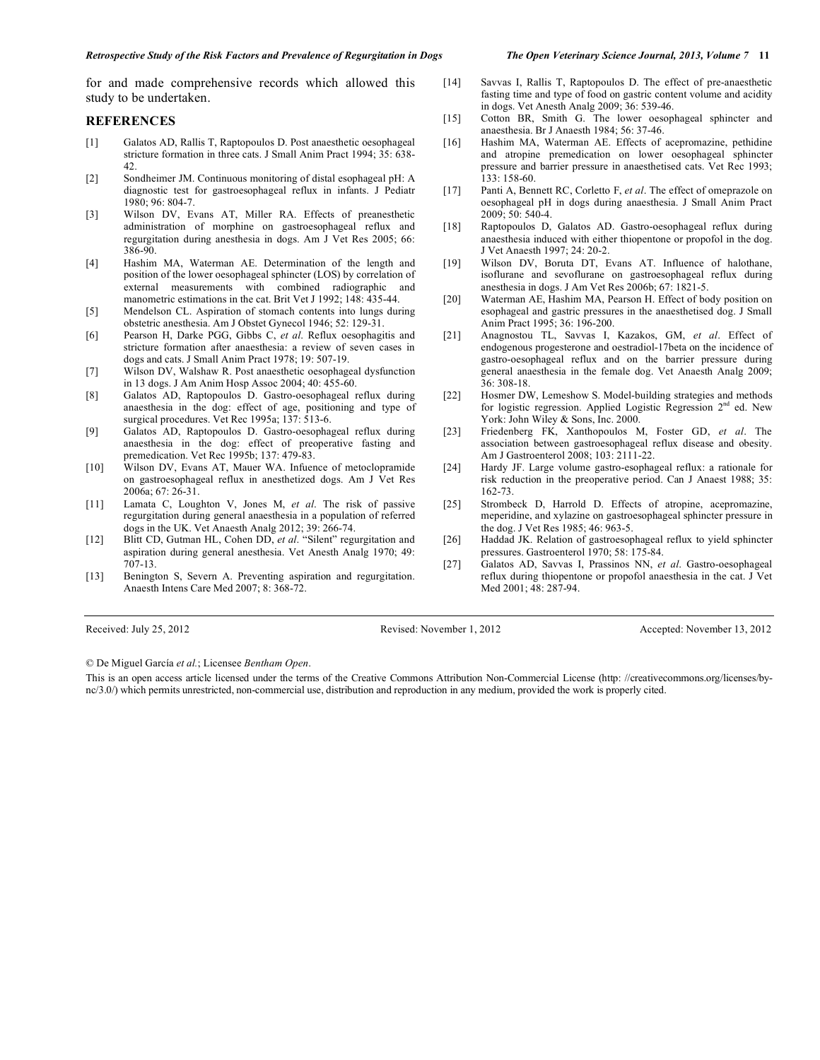for and made comprehensive records which allowed this study to be undertaken.

## REFERENCES

[1] Galatos AD, Rallis T, Raptopoulos D. Post anaesthetic oesophageal stricture formation in three cats. J Small Anim Pract 1994; 35: 638-42.

[2] Sondheimer JM. Continuous monitoring of distal esophageal pH: A diagnostic test for gastroesophageal reflux in infants. J Pediatr 1980; 96: 804-7.

[3] Wilson DV, Evans AT, Miller RA. Effects of preanesthetic administration of morphine on gastroesophageal reflux and regurgitation during anesthesia in dogs. Am J Vet Res 2005; 66: 386-90.

[4] Hashim MA, Waterman AE. Determination of the length and position of the lower oesophageal sphincter (LOS) by correlation of external measurements with combined radiographic and manometric estimations in the cat. Brit Vet J 1992; 148: 435-44.

[5] Mendelson CL. Aspiration of stomach contents into lungs during obstetric anesthesia. Am J Obstet Gynecol 1946; 52: 129-31.

[6] Pearson H, Darke PGG, Gibbs C, *et al*. Reflux oesophagitis and stricture formation after anaesthesia: a review of seven cases in dogs and cats. J Small Anim Pract 1978; 19: 507-19.

[7] Wilson DV, Walshaw R. Post anaesthetic oesophageal dysfunction in 13 dogs. J Am Anim Hosp Assoc 2004; 40: 455-60.

[8] Galatos AD, Raptopoulos D. Gastro-oesophageal reflux during anaesthesia in the dog: effect of age, positioning and type of surgical procedures. Vet Rec 1995a; 137: 513-6.

[9] Galatos AD, Raptopoulos D. Gastro-oesophageal reflux during anaesthesia in the dog: effect of preoperative fasting and premedication. Vet Rec 1995b; 137: 479-83.

[10] Wilson DV, Evans AT, Mauer WA. Infuence of metoclopramide on gastroesophageal reflux in anesthetized dogs. Am J Vet Res 2006a; 67: 26-31.

[11] Lamata C, Loughton V, Jones M, *et al*. The risk of passive regurgitation during general anaesthesia in a population of referred dogs in the UK. Vet Anaesth Analg 2012; 39: 266-74.

[12] Blitt CD, Gutman HL, Cohen DD, *et al*. "Silent" regurgitation and aspiration during general anesthesia. Vet Anesth Analg 1970; 49: 707-13.

[13] Benington S, Severn A. Preventing aspiration and regurgitation. Anaesth Intens Care Med 2007; 8: 368-72.

[14] Savvas I, Rallis T, Raptopoulos D. The effect of pre-anaesthetic fasting time and type of food on gastric content volume and acidity in dogs. Vet Anesth Analg 2009; 36: 539-46.

[15] Cotton BR, Smith G. The lower oesophageal sphincter and anaesthesia. Br J Anaesth 1984; 56: 37-46.

[16] Hashim MA, Waterman AE. Effects of acepromazine, pethidine and atropine premedication on lower oesophageal sphincter pressure and barrier pressure in anaesthetised cats. Vet Rec 1993; 133: 158-60.

[17] Panti A, Bennett RC, Corletto F, *et al*. The effect of omeprazole on oesophageal pH in dogs during anaesthesia. J Small Anim Pract 2009; 50: 540-4.

[18] Raptopoulos D, Galatos AD. Gastro-oesophageal reflux during anaesthesia induced with either thiopentone or propofol in the dog. J Vet Anaesth 1997; 24: 20-2.

[19] Wilson DV, Boruta DT, Evans AT. Influence of halothane, isoflurane and sevoflurane on gastroesophageal reflux during anesthesia in dogs. J Am Vet Res 2006b; 67: 1821-5.

[20] Waterman AE, Hashim MA, Pearson H. Effect of body position on esophageal and gastric pressures in the anaesthetised dog. J Small Anim Pract 1995; 36: 196-200.

[21] Anagnostou TL, Savvas I, Kazakos, GM, *et al*. Effect of endogenous progesterone and oestradiol-17beta on the incidence of gastro-oesophageal reflux and on the barrier pressure during general anaesthesia in the female dog. Vet Anaesth Analg 2009; 36: 308-18.

[22] Hosmer DW, Lemeshow S. Model-building strategies and methods for logistic regression. Applied Logistic Regression 2nd ed. New York: John Wiley & Sons, Inc. 2000.

[23] Friedenberg FK, Xanthopoulos M, Foster GD, *et al*. The association between gastroesophageal reflux disease and obesity. Am J Gastroenterol 2008; 103: 2111-22.

[24] Hardy JF. Large volume gastro-esophageal reflux: a rationale for risk reduction in the preoperative period. Can J Anaest 1988; 35: 162-73.

[25] Strombeck D, Harrold D. Effects of atropine, acepromazine, meperidine, and xylazine on gastroesophageal sphincter pressure in the dog. J Vet Res 1985; 46: 963-5.

[26] Haddad JK. Relation of gastroesophageal reflux to yield sphincter pressures. Gastroenterol 1970; 58: 175-84.

[27] Galatos AD, Savvas I, Prassinos NN, *et al*. Gastro-oesophageal reflux during thiopentone or propofol anaesthesia in the cat. J Vet Med 2001; 48: 287-94.

Received: July 25, 2012 Revised: November 1, 2012 Accepted: November 13, 2012

© De Miguel García *et al.*; Licensee *Bentham Open*.

This is an open access article licensed under the terms of the Creative Commons Attribution Non-Commercial License (http: //creativecommons.org/licenses/by-nc/3.0/) which permits unrestricted, non-commercial use, distribution and reproduction in any medium, provided the work is properly cited.